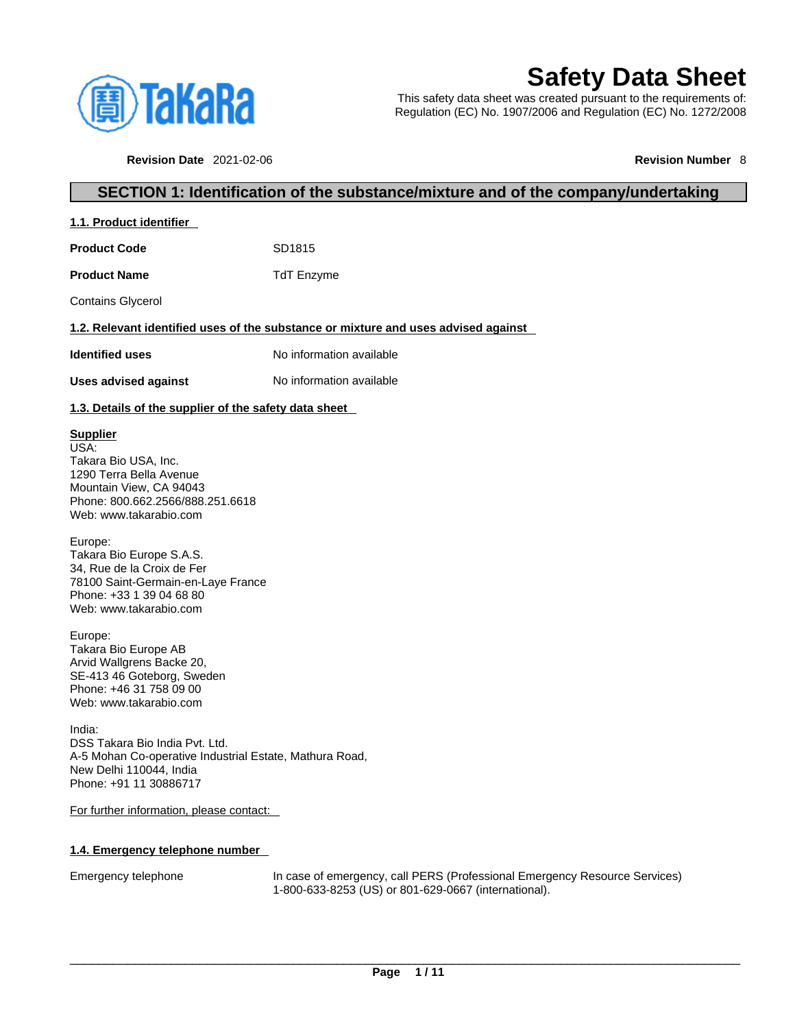# Safety Data Sheet

This safety data sheet was created pursuant to the requirements of:
Regulation (EC) No. 1907/2006 and Regulation (EC) No. 1272/2008

**Revision Date** 2021-02-06 **Revision Number** 8

## SECTION 1: Identification of the substance/mixture and of the company/undertaking

### 1.1. Product identifier

**Product Code** SD1815

**Product Name** TdT Enzyme

Contains Glycerol

### 1.2. Relevant identified uses of the substance or mixture and uses advised against

**Identified uses** No information available

**Uses advised against** No information available

### 1.3. Details of the supplier of the safety data sheet

**Supplier**

USA:
Takara Bio USA, Inc.
1290 Terra Bella Avenue
Mountain View, CA 94043
Phone: 800.662.2566/888.251.6618
Web: www.takarabio.com

Europe:
Takara Bio Europe S.A.S.
34, Rue de la Croix de Fer
78100 Saint-Germain-en-Laye France
Phone: +33 1 39 04 68 80
Web: www.takarabio.com

Europe:
Takara Bio Europe AB
Arvid Wallgrens Backe 20,
SE-413 46 Goteborg, Sweden
Phone: +46 31 758 09 00
Web: www.takarabio.com

India:
DSS Takara Bio India Pvt. Ltd.
A-5 Mohan Co-operative Industrial Estate, Mathura Road,
New Delhi 110044, India
Phone: +91 11 30886717

For further information, please contact:

### 1.4. Emergency telephone number

Emergency telephone In case of emergency, call PERS (Professional Emergency Resource Services) 1-800-633-8253 (US) or 801-629-0667 (international).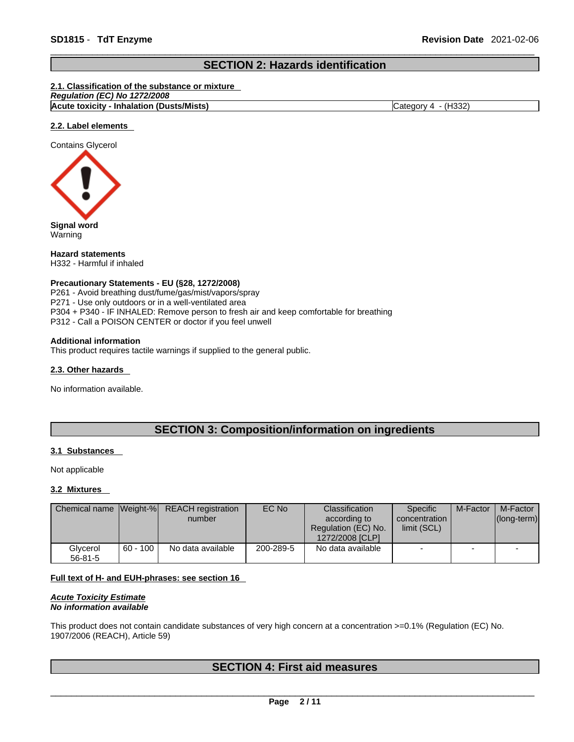## SECTION 2: Hazards identification

### 2.1. Classification of the substance or mixture

*Regulation (EC) No 1272/2008*

| **Acute toxicity - Inhalation (Dusts/Mists)** | Category 4 - (H332) |
|---|---|

### 2.2. Label elements

Contains Glycerol

**Signal word**
Warning

**Hazard statements**
H332 - Harmful if inhaled

**Precautionary Statements - EU (§28, 1272/2008)**
P261 - Avoid breathing dust/fume/gas/mist/vapors/spray
P271 - Use only outdoors or in a well-ventilated area
P304 + P340 - IF INHALED: Remove person to fresh air and keep comfortable for breathing
P312 - Call a POISON CENTER or doctor if you feel unwell

**Additional information**
This product requires tactile warnings if supplied to the general public.

### 2.3. Other hazards

No information available.

## SECTION 3: Composition/information on ingredients

### 3.1 Substances

Not applicable

### 3.2 Mixtures

| Chemical name | Weight-% | REACH registration number | EC No | Classification according to Regulation (EC) No. 1272/2008 [CLP] | Specific concentration limit (SCL) | M-Factor | M-Factor (long-term) |
|---|---|---|---|---|---|---|---|
| Glycerol 56-81-5 | 60 - 100 | No data available | 200-289-5 | No data available | - | - | - |

**Full text of H- and EUH-phrases: see section 16**

***Acute Toxicity Estimate***
***No information available***

This product does not contain candidate substances of very high concern at a concentration >=0.1% (Regulation (EC) No. 1907/2006 (REACH), Article 59)

## SECTION 4: First aid measures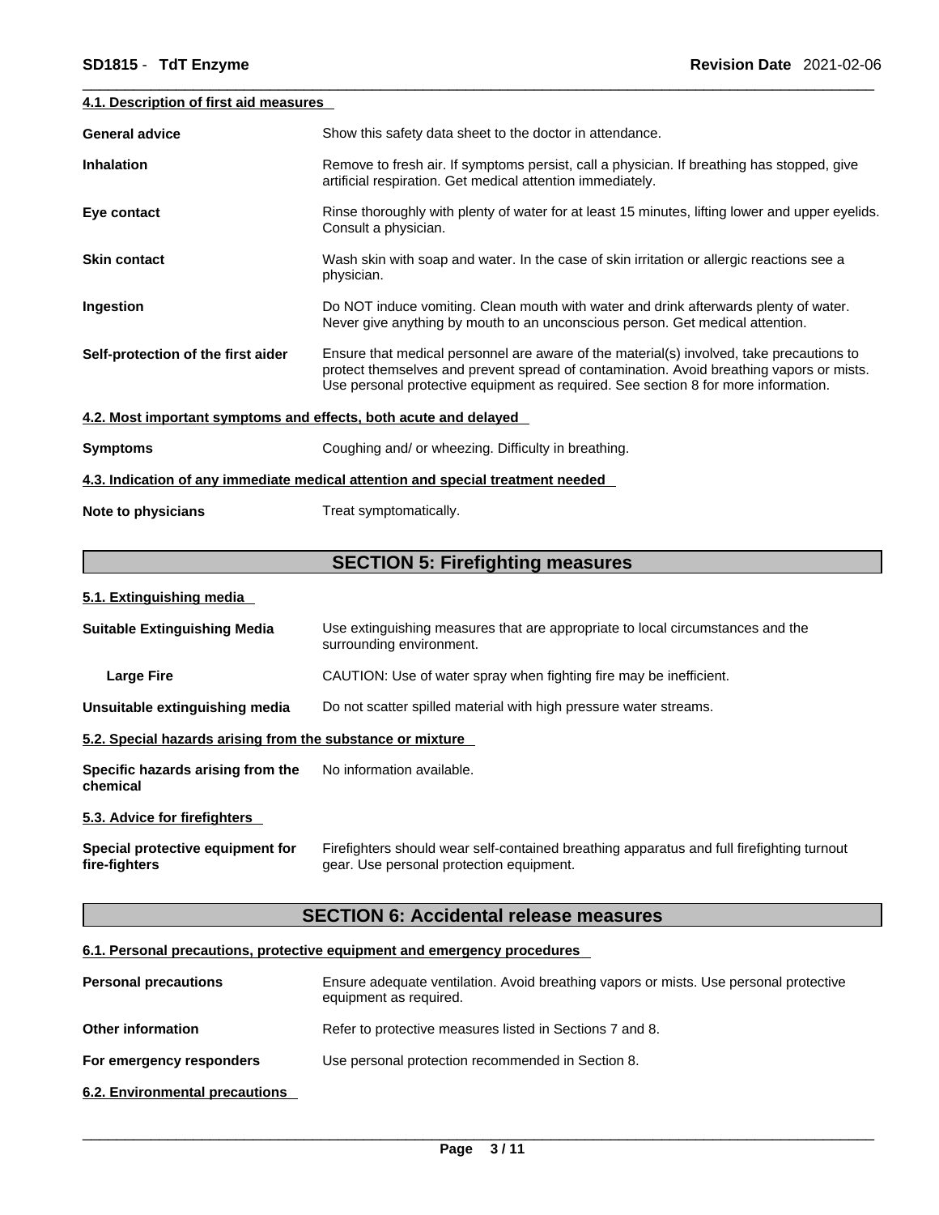#### 4.1. Description of first aid measures

**General advice** Show this safety data sheet to the doctor in attendance.

**Inhalation** Remove to fresh air. If symptoms persist, call a physician. If breathing has stopped, give artificial respiration. Get medical attention immediately.

**Eye contact** Rinse thoroughly with plenty of water for at least 15 minutes, lifting lower and upper eyelids. Consult a physician.

**Skin contact** Wash skin with soap and water. In the case of skin irritation or allergic reactions see a physician.

**Ingestion** Do NOT induce vomiting. Clean mouth with water and drink afterwards plenty of water. Never give anything by mouth to an unconscious person. Get medical attention.

**Self-protection of the first aider** Ensure that medical personnel are aware of the material(s) involved, take precautions to protect themselves and prevent spread of contamination. Avoid breathing vapors or mists. Use personal protective equipment as required. See section 8 for more information.

#### 4.2. Most important symptoms and effects, both acute and delayed

**Symptoms** Coughing and/ or wheezing. Difficulty in breathing.

#### 4.3. Indication of any immediate medical attention and special treatment needed

**Note to physicians** Treat symptomatically.

## SECTION 5: Firefighting measures

#### 5.1. Extinguishing media

**Suitable Extinguishing Media** Use extinguishing measures that are appropriate to local circumstances and the surrounding environment.

**Large Fire** CAUTION: Use of water spray when fighting fire may be inefficient.

**Unsuitable extinguishing media** Do not scatter spilled material with high pressure water streams.

#### 5.2. Special hazards arising from the substance or mixture

**Specific hazards arising from the chemical** No information available.

#### 5.3. Advice for firefighters

**Special protective equipment for fire-fighters** Firefighters should wear self-contained breathing apparatus and full firefighting turnout gear. Use personal protection equipment.

## SECTION 6: Accidental release measures

#### 6.1. Personal precautions, protective equipment and emergency procedures

**Personal precautions** Ensure adequate ventilation. Avoid breathing vapors or mists. Use personal protective equipment as required.

**Other information** Refer to protective measures listed in Sections 7 and 8.

**For emergency responders** Use personal protection recommended in Section 8.

#### 6.2. Environmental precautions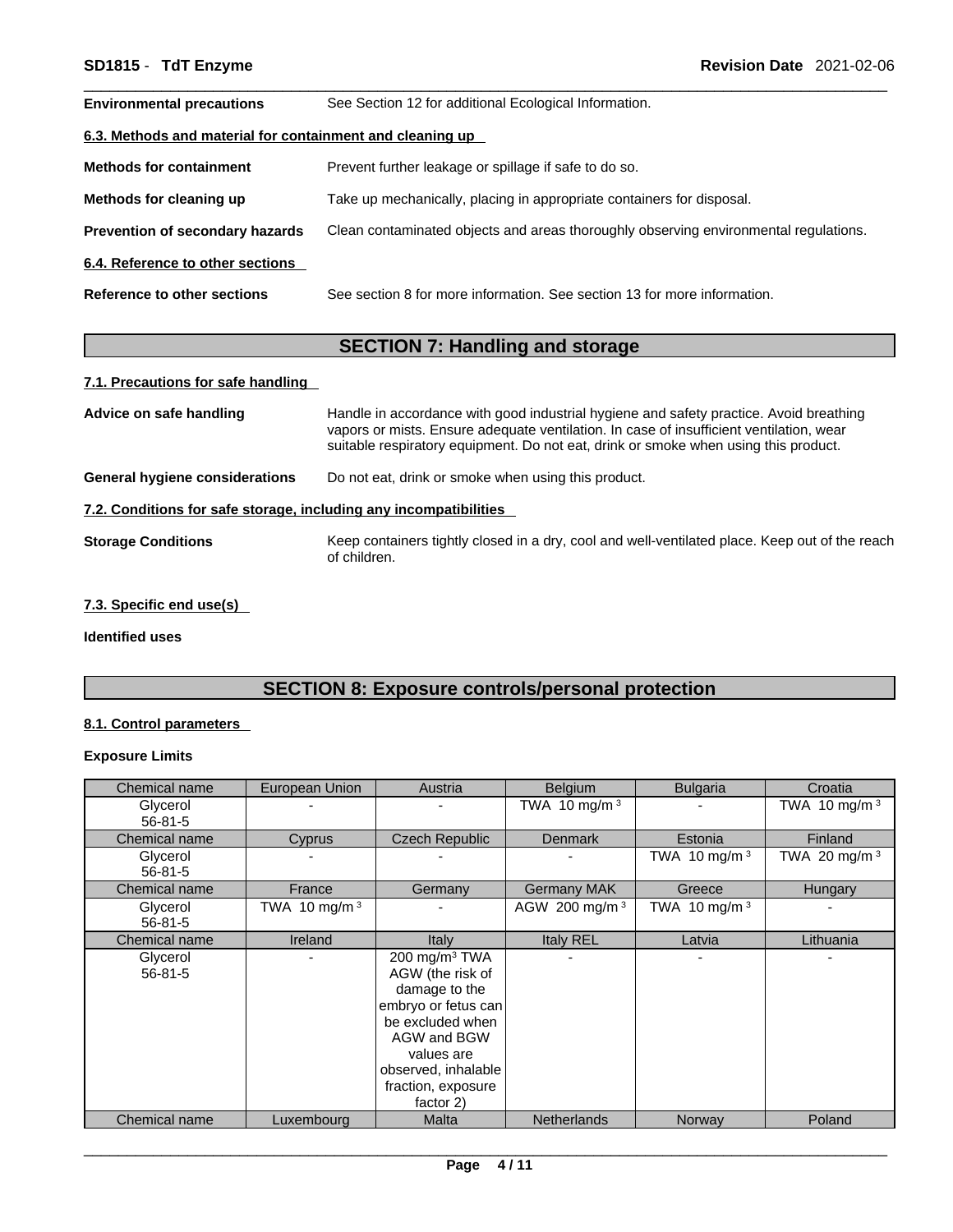| | |
|---|---|
| **Environmental precautions** | See Section 12 for additional Ecological Information. |

**6.3. Methods and material for containment and cleaning up**

| | |
|---|---|
| **Methods for containment** | Prevent further leakage or spillage if safe to do so. |
| **Methods for cleaning up** | Take up mechanically, placing in appropriate containers for disposal. |
| **Prevention of secondary hazards** | Clean contaminated objects and areas thoroughly observing environmental regulations. |

**6.4. Reference to other sections**

| | |
|---|---|
| **Reference to other sections** | See section 8 for more information. See section 13 for more information. |

## SECTION 7: Handling and storage

**7.1. Precautions for safe handling**

| | |
|---|---|
| **Advice on safe handling** | Handle in accordance with good industrial hygiene and safety practice. Avoid breathing vapors or mists. Ensure adequate ventilation. In case of insufficient ventilation, wear suitable respiratory equipment. Do not eat, drink or smoke when using this product. |
| **General hygiene considerations** | Do not eat, drink or smoke when using this product. |

**7.2. Conditions for safe storage, including any incompatibilities**

| | |
|---|---|
| **Storage Conditions** | Keep containers tightly closed in a dry, cool and well-ventilated place. Keep out of the reach of children. |

**7.3. Specific end use(s)**

**Identified uses**

## SECTION 8: Exposure controls/personal protection

**8.1. Control parameters**

**Exposure Limits**

| Chemical name | European Union | Austria | Belgium | Bulgaria | Croatia |
|---|---|---|---|---|---|
| Glycerol 56-81-5 | - | - | TWA 10 mg/m $^3$ | - | TWA 10 mg/m $^3$ |
| **Chemical name** | **Cyprus** | **Czech Republic** | **Denmark** | **Estonia** | **Finland** |
| Glycerol 56-81-5 | - | - | - | TWA 10 mg/m $^3$ | TWA 20 mg/m $^3$ |
| **Chemical name** | **France** | **Germany** | **Germany MAK** | **Greece** | **Hungary** |
| Glycerol 56-81-5 | TWA 10 mg/m $^3$ | - | AGW 200 mg/m $^3$ | TWA 10 mg/m $^3$ | - |
| **Chemical name** | **Ireland** | **Italy** | **Italy REL** | **Latvia** | **Lithuania** |
| Glycerol 56-81-5 | - | 200 mg/m$^3$ TWA AGW (the risk of damage to the embryo or fetus can be excluded when AGW and BGW values are observed, inhalable fraction, exposure factor 2) | - | - | - |
| **Chemical name** | **Luxembourg** | **Malta** | **Netherlands** | **Norway** | **Poland** |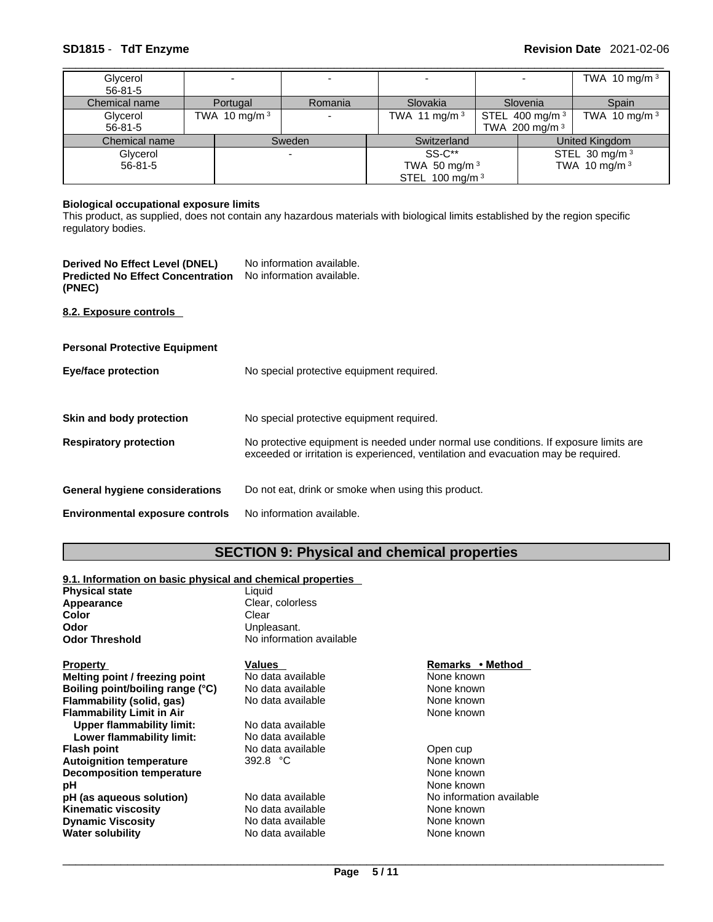| Chemical name | | | | | |
|---|---|---|---|---|---|
| Glycerol<br>56-81-5 | - | - | - | - | TWA 10 mg/m³ |
| Chemical name | Portugal | Romania | Slovakia | Slovenia | Spain |
| Glycerol<br>56-81-5 | TWA 10 mg/m³ | - | TWA 11 mg/m³ | STEL 400 mg/m³<br>TWA 200 mg/m³ | TWA 10 mg/m³ |

| Chemical name | Sweden | Switzerland | United Kingdom |
|---|---|---|---|
| Glycerol<br>56-81-5 | - | SS-C**<br>TWA 50 mg/m³<br>STEL 100 mg/m³ | STEL 30 mg/m³<br>TWA 10 mg/m³ |

**Biological occupational exposure limits**
This product, as supplied, does not contain any hazardous materials with biological limits established by the region specific regulatory bodies.

**Derived No Effect Level (DNEL)** No information available.
**Predicted No Effect Concentration (PNEC)** No information available.

**8.2. Exposure controls**

**Personal Protective Equipment**

**Eye/face protection** No special protective equipment required.

**Skin and body protection** No special protective equipment required.

**Respiratory protection** No protective equipment is needed under normal use conditions. If exposure limits are exceeded or irritation is experienced, ventilation and evacuation may be required.

**General hygiene considerations** Do not eat, drink or smoke when using this product.

**Environmental exposure controls** No information available.

# SECTION 9: Physical and chemical properties

**9.1. Information on basic physical and chemical properties**

**Physical state** Liquid
**Appearance** Clear, colorless
**Color** Clear
**Odor** Unpleasant.
**Odor Threshold** No information available

| Property | Values | Remarks • Method |
|---|---|---|
| **Melting point / freezing point** | No data available | None known |
| **Boiling point/boiling range (°C)** | No data available | None known |
| **Flammability (solid, gas)** | No data available | None known |
| **Flammability Limit in Air** | | None known |
| **Upper flammability limit:** | No data available | |
| **Lower flammability limit:** | No data available | |
| **Flash point** | No data available | Open cup |
| **Autoignition temperature** | 392.8 °C | None known |
| **Decomposition temperature** | | None known |
| **pH** | | None known |
| **pH (as aqueous solution)** | No data available | No information available |
| **Kinematic viscosity** | No data available | None known |
| **Dynamic Viscosity** | No data available | None known |
| **Water solubility** | No data available | None known |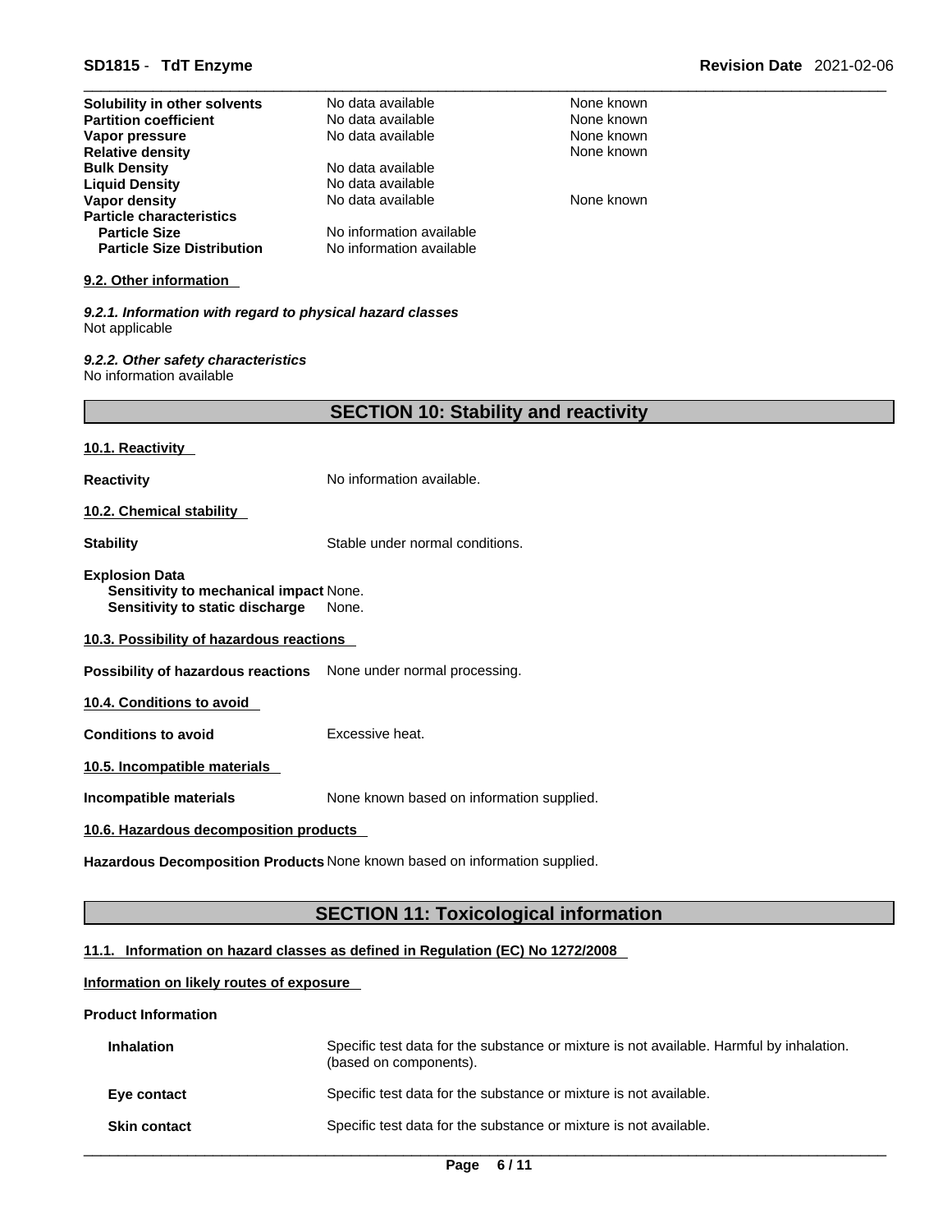| | | |
|---|---|---|
| **Solubility in other solvents** | No data available | None known |
| **Partition coefficient** | No data available | None known |
| **Vapor pressure** | No data available | None known |
| **Relative density** | | None known |
| **Bulk Density** | No data available | |
| **Liquid Density** | No data available | |
| **Vapor density** | No data available | None known |
| **Particle characteristics** | | |
| **Particle Size** | No information available | |
| **Particle Size Distribution** | No information available | |

### 9.2. Other information

***9.2.1. Information with regard to physical hazard classes***
Not applicable

***9.2.2. Other safety characteristics***
No information available

## SECTION 10: Stability and reactivity

### 10.1. Reactivity

**Reactivity** No information available.

### 10.2. Chemical stability

**Stability** Stable under normal conditions.

**Explosion Data**
**Sensitivity to mechanical impact** None.
**Sensitivity to static discharge** None.

### 10.3. Possibility of hazardous reactions

**Possibility of hazardous reactions** None under normal processing.

### 10.4. Conditions to avoid

**Conditions to avoid** Excessive heat.

### 10.5. Incompatible materials

**Incompatible materials** None known based on information supplied.

### 10.6. Hazardous decomposition products

**Hazardous Decomposition Products** None known based on information supplied.

## SECTION 11: Toxicological information

### 11.1. Information on hazard classes as defined in Regulation (EC) No 1272/2008

**Information on likely routes of exposure**

**Product Information**

**Inhalation** Specific test data for the substance or mixture is not available. Harmful by inhalation. (based on components).

**Eye contact** Specific test data for the substance or mixture is not available.

**Skin contact** Specific test data for the substance or mixture is not available.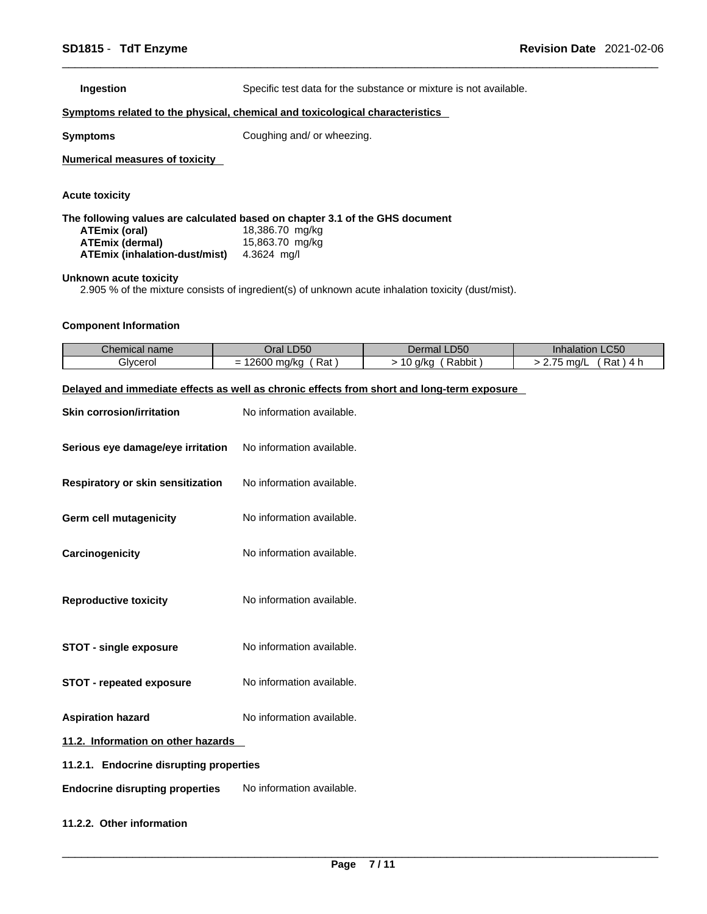**Ingestion** Specific test data for the substance or mixture is not available.

**Symptoms related to the physical, chemical and toxicological characteristics**

**Symptoms** Coughing and/ or wheezing.

**Numerical measures of toxicity**

**Acute toxicity**

**The following values are calculated based on chapter 3.1 of the GHS document**

| | |
|---|---|
| **ATEmix (oral)** | 18,386.70 mg/kg |
| **ATEmix (dermal)** | 15,863.70 mg/kg |
| **ATEmix (inhalation-dust/mist)** | 4.3624 mg/l |

**Unknown acute toxicity**

2.905 % of the mixture consists of ingredient(s) of unknown acute inhalation toxicity (dust/mist).

**Component Information**

| Chemical name | Oral LD50 | Dermal LD50 | Inhalation LC50 |
|---|---|---|---|
| Glycerol | = 12600 mg/kg ( Rat ) | > 10 g/kg ( Rabbit ) | > 2.75 mg/L ( Rat ) 4 h |

**Delayed and immediate effects as well as chronic effects from short and long-term exposure**

**Skin corrosion/irritation** No information available.

**Serious eye damage/eye irritation** No information available.

**Respiratory or skin sensitization** No information available.

**Germ cell mutagenicity** No information available.

**Carcinogenicity** No information available.

**Reproductive toxicity** No information available.

**STOT - single exposure** No information available.

**STOT - repeated exposure** No information available.

**Aspiration hazard** No information available.

## 11.2. Information on other hazards

### 11.2.1. Endocrine disrupting properties

**Endocrine disrupting properties** No information available.

### 11.2.2. Other information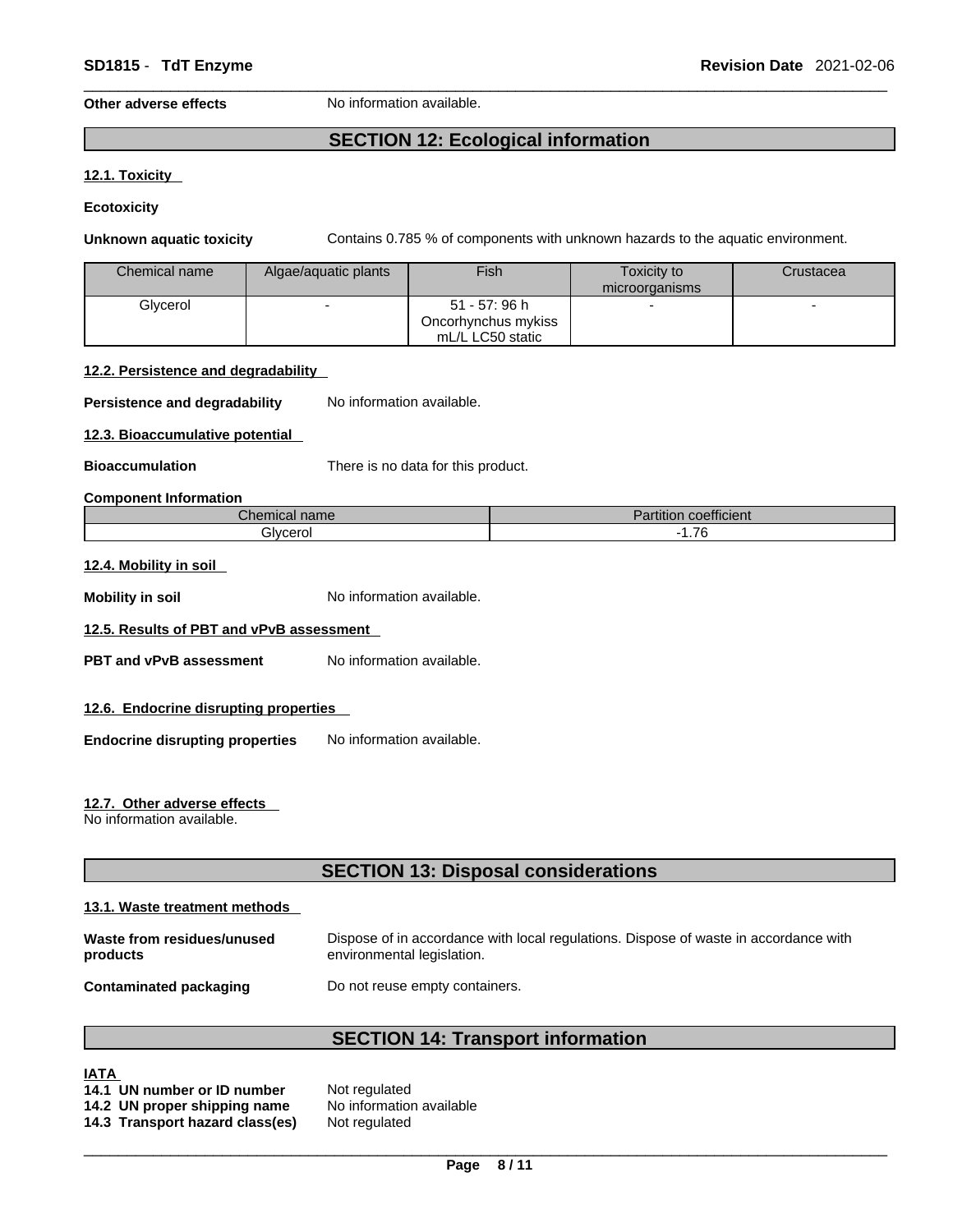**Other adverse effects** No information available.

## SECTION 12: Ecological information

### 12.1. Toxicity

**Ecotoxicity**

**Unknown aquatic toxicity** Contains 0.785 % of components with unknown hazards to the aquatic environment.

| Chemical name | Algae/aquatic plants | Fish | Toxicity to microorganisms | Crustacea |
|---|---|---|---|---|
| Glycerol | - | 51 - 57: 96 h Oncorhynchus mykiss mL/L LC50 static | - | - |

### 12.2. Persistence and degradability

**Persistence and degradability** No information available.

### 12.3. Bioaccumulative potential

**Bioaccumulation** There is no data for this product.

**Component Information**

| Chemical name | Partition coefficient |
|---|---|
| Glycerol | -1.76 |

### 12.4. Mobility in soil

**Mobility in soil** No information available.

### 12.5. Results of PBT and vPvB assessment

**PBT and vPvB assessment** No information available.

### 12.6. Endocrine disrupting properties

**Endocrine disrupting properties** No information available.

### 12.7. Other adverse effects

No information available.

## SECTION 13: Disposal considerations

### 13.1. Waste treatment methods

**Waste from residues/unused products** Dispose of in accordance with local regulations. Dispose of waste in accordance with environmental legislation.

**Contaminated packaging** Do not reuse empty containers.

## SECTION 14: Transport information

**IATA**

**14.1 UN number or ID number** Not regulated
**14.2 UN proper shipping name** No information available
**14.3 Transport hazard class(es)** Not regulated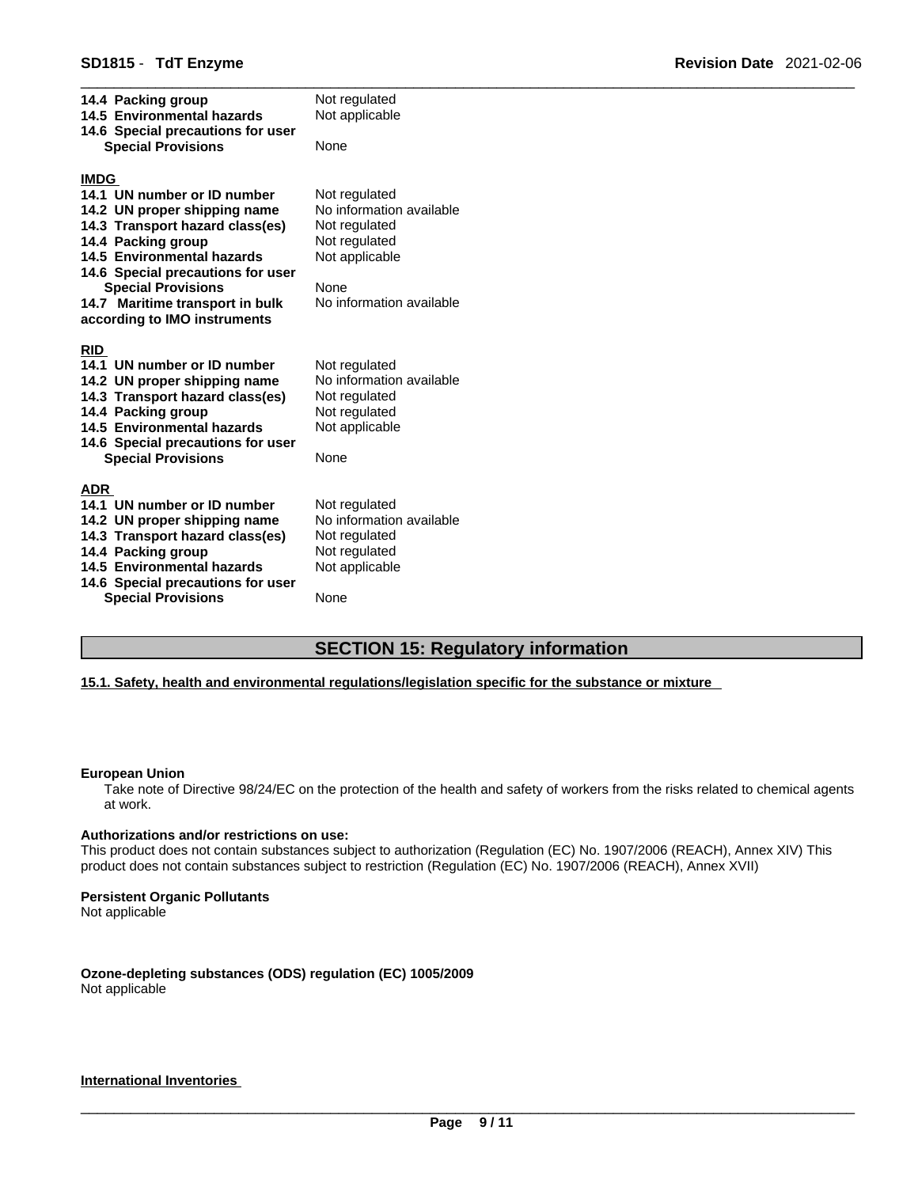| | |
|---|---|
| **14.4 Packing group** | Not regulated |
| **14.5 Environmental hazards** | Not applicable |
| **14.6 Special precautions for user** | |
| **Special Provisions** | None |

**IMDG**

| | |
|---|---|
| **14.1 UN number or ID number** | Not regulated |
| **14.2 UN proper shipping name** | No information available |
| **14.3 Transport hazard class(es)** | Not regulated |
| **14.4 Packing group** | Not regulated |
| **14.5 Environmental hazards** | Not applicable |
| **14.6 Special precautions for user** | |
| **Special Provisions** | None |
| **14.7 Maritime transport in bulk according to IMO instruments** | No information available |

**RID**

| | |
|---|---|
| **14.1 UN number or ID number** | Not regulated |
| **14.2 UN proper shipping name** | No information available |
| **14.3 Transport hazard class(es)** | Not regulated |
| **14.4 Packing group** | Not regulated |
| **14.5 Environmental hazards** | Not applicable |
| **14.6 Special precautions for user** | |
| **Special Provisions** | None |

**ADR**

| | |
|---|---|
| **14.1 UN number or ID number** | Not regulated |
| **14.2 UN proper shipping name** | No information available |
| **14.3 Transport hazard class(es)** | Not regulated |
| **14.4 Packing group** | Not regulated |
| **14.5 Environmental hazards** | Not applicable |
| **14.6 Special precautions for user** | |
| **Special Provisions** | None |

## SECTION 15: Regulatory information

### 15.1. Safety, health and environmental regulations/legislation specific for the substance or mixture

**European Union**

Take note of Directive 98/24/EC on the protection of the health and safety of workers from the risks related to chemical agents at work.

**Authorizations and/or restrictions on use:**

This product does not contain substances subject to authorization (Regulation (EC) No. 1907/2006 (REACH), Annex XIV) This product does not contain substances subject to restriction (Regulation (EC) No. 1907/2006 (REACH), Annex XVII)

**Persistent Organic Pollutants**

Not applicable

**Ozone-depleting substances (ODS) regulation (EC) 1005/2009**

Not applicable

**International Inventories**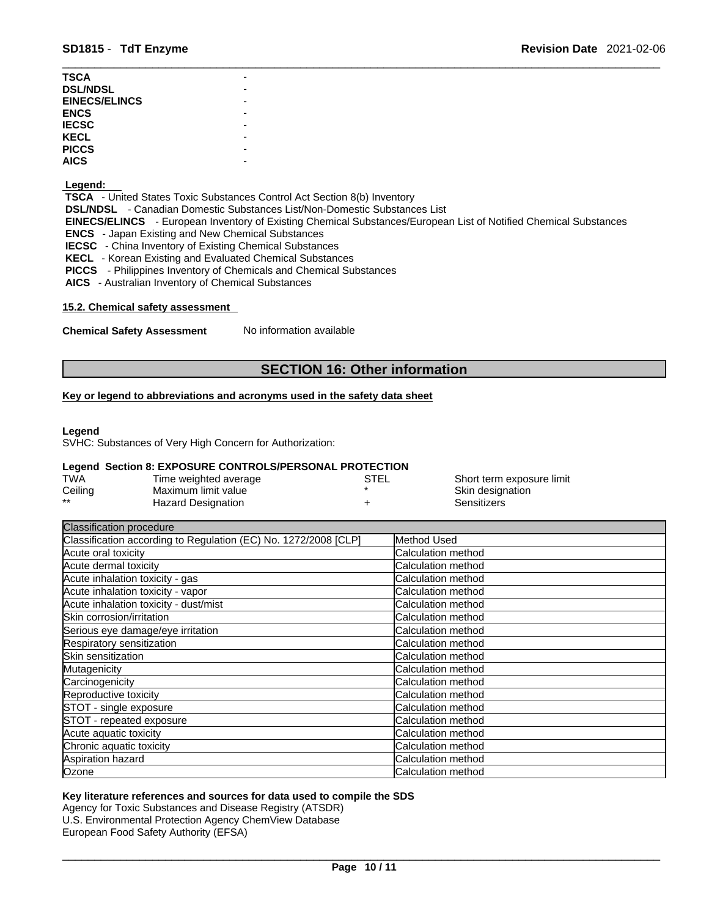| | |
|---|---|
| **TSCA** | - |
| **DSL/NDSL** | - |
| **EINECS/ELINCS** | - |
| **ENCS** | - |
| **IECSC** | - |
| **KECL** | - |
| **PICCS** | - |
| **AICS** | - |

**Legend:**

**TSCA** - United States Toxic Substances Control Act Section 8(b) Inventory
**DSL/NDSL** - Canadian Domestic Substances List/Non-Domestic Substances List
**EINECS/ELINCS** - European Inventory of Existing Chemical Substances/European List of Notified Chemical Substances
**ENCS** - Japan Existing and New Chemical Substances
**IECSC** - China Inventory of Existing Chemical Substances
**KECL** - Korean Existing and Evaluated Chemical Substances
**PICCS** - Philippines Inventory of Chemicals and Chemical Substances
**AICS** - Australian Inventory of Chemical Substances

### 15.2. Chemical safety assessment

**Chemical Safety Assessment** No information available

## SECTION 16: Other information

### Key or legend to abbreviations and acronyms used in the safety data sheet

**Legend**

SVHC: Substances of Very High Concern for Authorization:

**Legend Section 8: EXPOSURE CONTROLS/PERSONAL PROTECTION**

| | | | |
|---|---|---|---|
| TWA | Time weighted average | STEL | Short term exposure limit |
| Ceiling | Maximum limit value | * | Skin designation |
| ** | Hazard Designation | + | Sensitizers |

| Classification procedure | |
|---|---|
| Classification according to Regulation (EC) No. 1272/2008 [CLP] | Method Used |
| Acute oral toxicity | Calculation method |
| Acute dermal toxicity | Calculation method |
| Acute inhalation toxicity - gas | Calculation method |
| Acute inhalation toxicity - vapor | Calculation method |
| Acute inhalation toxicity - dust/mist | Calculation method |
| Skin corrosion/irritation | Calculation method |
| Serious eye damage/eye irritation | Calculation method |
| Respiratory sensitization | Calculation method |
| Skin sensitization | Calculation method |
| Mutagenicity | Calculation method |
| Carcinogenicity | Calculation method |
| Reproductive toxicity | Calculation method |
| STOT - single exposure | Calculation method |
| STOT - repeated exposure | Calculation method |
| Acute aquatic toxicity | Calculation method |
| Chronic aquatic toxicity | Calculation method |
| Aspiration hazard | Calculation method |
| Ozone | Calculation method |

**Key literature references and sources for data used to compile the SDS**

Agency for Toxic Substances and Disease Registry (ATSDR)
U.S. Environmental Protection Agency ChemView Database
European Food Safety Authority (EFSA)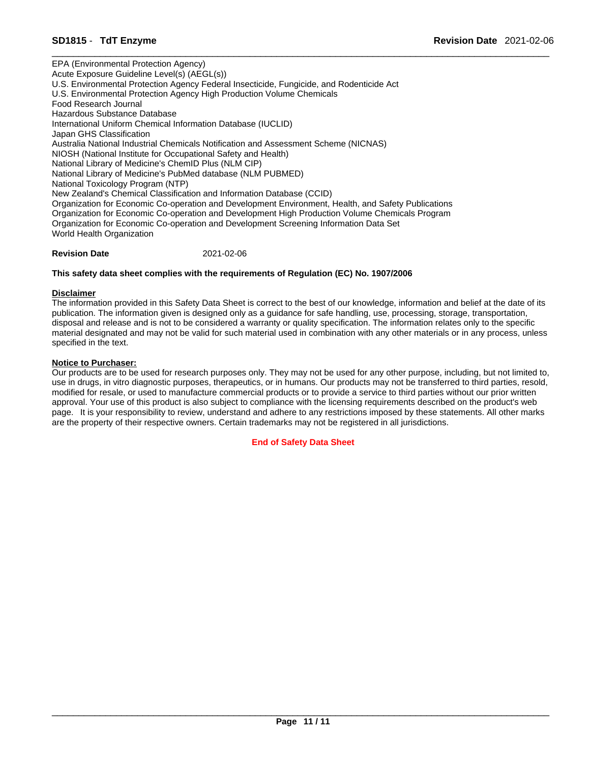EPA (Environmental Protection Agency)
Acute Exposure Guideline Level(s) (AEGL(s))
U.S. Environmental Protection Agency Federal Insecticide, Fungicide, and Rodenticide Act
U.S. Environmental Protection Agency High Production Volume Chemicals
Food Research Journal
Hazardous Substance Database
International Uniform Chemical Information Database (IUCLID)
Japan GHS Classification
Australia National Industrial Chemicals Notification and Assessment Scheme (NICNAS)
NIOSH (National Institute for Occupational Safety and Health)
National Library of Medicine's ChemID Plus (NLM CIP)
National Library of Medicine's PubMed database (NLM PUBMED)
National Toxicology Program (NTP)
New Zealand's Chemical Classification and Information Database (CCID)
Organization for Economic Co-operation and Development Environment, Health, and Safety Publications
Organization for Economic Co-operation and Development High Production Volume Chemicals Program
Organization for Economic Co-operation and Development Screening Information Data Set
World Health Organization

**Revision Date** 2021-02-06

**This safety data sheet complies with the requirements of Regulation (EC) No. 1907/2006**

**Disclaimer**

The information provided in this Safety Data Sheet is correct to the best of our knowledge, information and belief at the date of its publication. The information given is designed only as a guidance for safe handling, use, processing, storage, transportation, disposal and release and is not to be considered a warranty or quality specification. The information relates only to the specific material designated and may not be valid for such material used in combination with any other materials or in any process, unless specified in the text.

**Notice to Purchaser:**

Our products are to be used for research purposes only. They may not be used for any other purpose, including, but not limited to, use in drugs, in vitro diagnostic purposes, therapeutics, or in humans. Our products may not be transferred to third parties, resold, modified for resale, or used to manufacture commercial products or to provide a service to third parties without our prior written approval. Your use of this product is also subject to compliance with the licensing requirements described on the product's web page. It is your responsibility to review, understand and adhere to any restrictions imposed by these statements. All other marks are the property of their respective owners. Certain trademarks may not be registered in all jurisdictions.

**End of Safety Data Sheet**